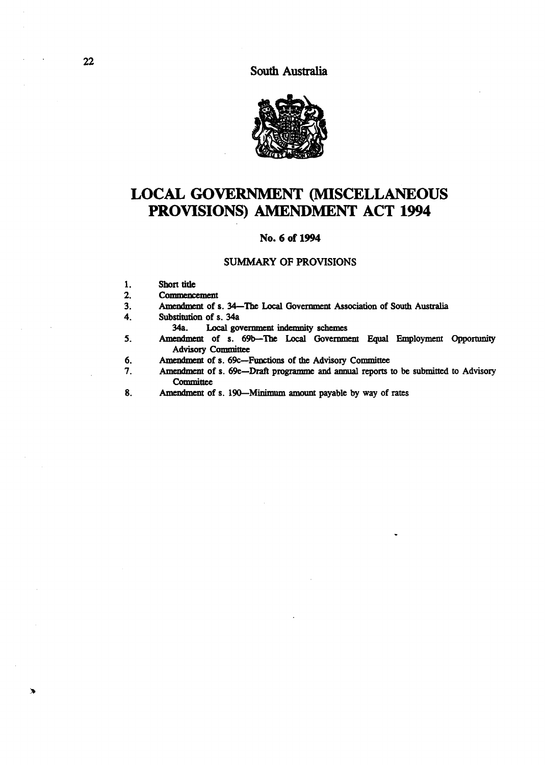South Australia

# LOCAL GOVERNMENT (MISCELLANEOUS PROVISIONS) AMENDMENT ACT 1994

**No. 6 of 1994**

## SUMMARY OF PROVISIONS

1. Short title
2. Commencement
3. Amendment of s. 34—The Local Government Association of South Australia
4. Substitution of s. 34a
   34a. Local government indemnity schemes
5. Amendment of s. 69b—The Local Government Equal Employment Opportunity Advisory Committee
6. Amendment of s. 69c—Functions of the Advisory Committee
7. Amendment of s. 69e—Draft programme and annual reports to be submitted to Advisory Committee
8. Amendment of s. 190—Minimum amount payable by way of rates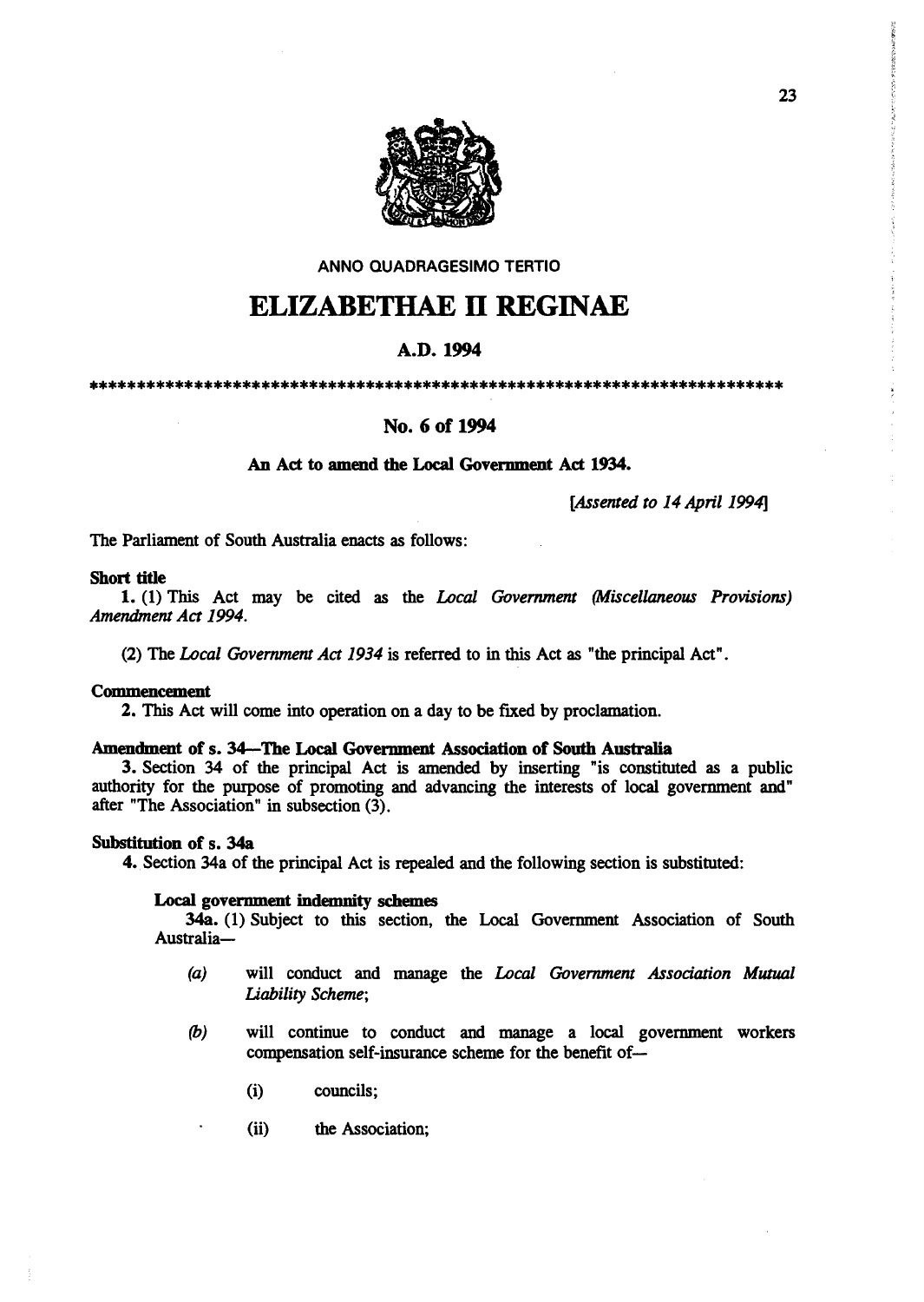ANNO QUADRAGESIMO TERTIO

# ELIZABETHAE II REGINAE

## A.D. 1994

****************************************************************************

## No. 6 of 1994

### An Act to amend the Local Government Act 1934.

*[Assented to 14 April 1994]*

The Parliament of South Australia enacts as follows:

**Short title**

**1.** (1) This Act may be cited as the *Local Government (Miscellaneous Provisions) Amendment Act 1994*.

(2) The *Local Government Act 1934* is referred to in this Act as "the principal Act".

**Commencement**

**2.** This Act will come into operation on a day to be fixed by proclamation.

**Amendment of s. 34—The Local Government Association of South Australia**

**3.** Section 34 of the principal Act is amended by inserting "is constituted as a public authority for the purpose of promoting and advancing the interests of local government and" after "The Association" in subsection (3).

**Substitution of s. 34a**

**4.** Section 34a of the principal Act is repealed and the following section is substituted:

**Local government indemnity schemes**

**34a.** (1) Subject to this section, the Local Government Association of South Australia—

*(a)* will conduct and manage the *Local Government Association Mutual Liability Scheme*;

*(b)* will continue to conduct and manage a local government workers compensation self-insurance scheme for the benefit of—

(i) councils;

(ii) the Association;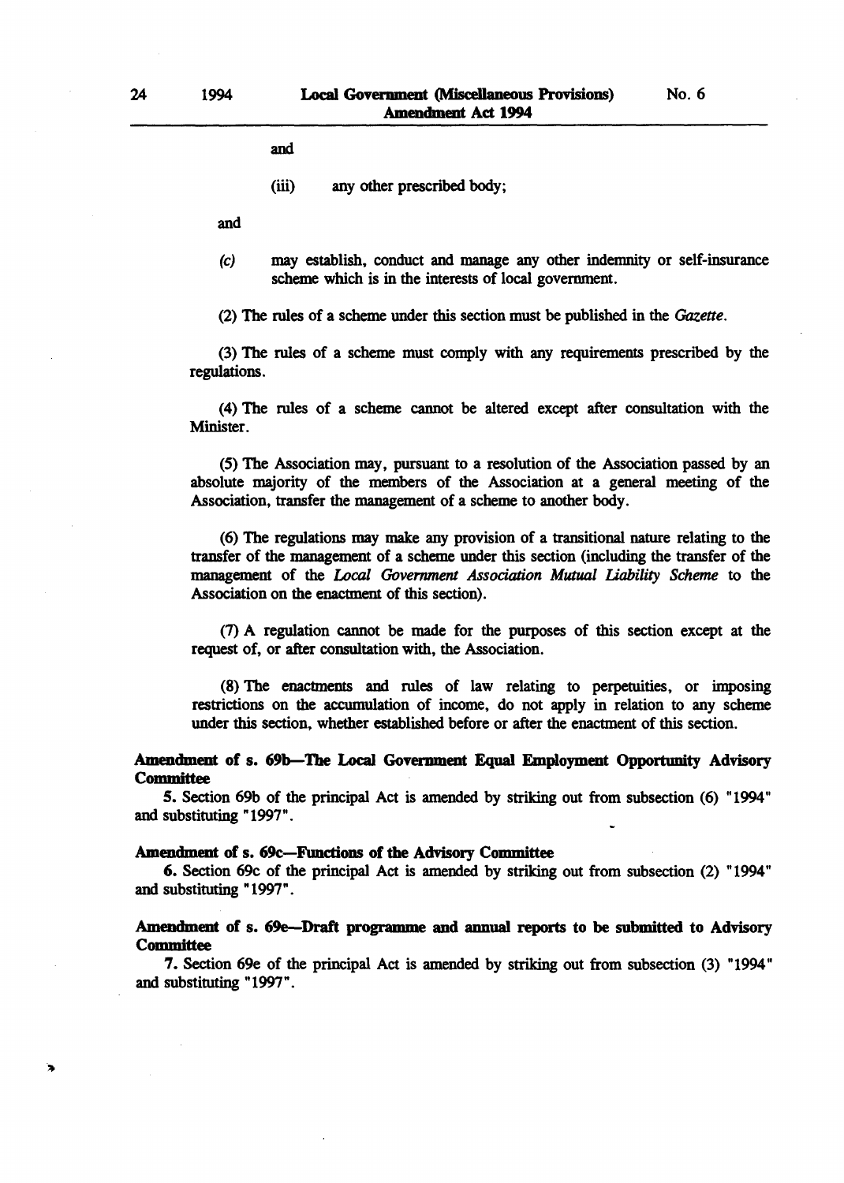and

(iii) any other prescribed body;

and

*(c)* may establish, conduct and manage any other indemnity or self-insurance scheme which is in the interests of local government.

(2) The rules of a scheme under this section must be published in the *Gazette*.

(3) The rules of a scheme must comply with any requirements prescribed by the regulations.

(4) The rules of a scheme cannot be altered except after consultation with the Minister.

(5) The Association may, pursuant to a resolution of the Association passed by an absolute majority of the members of the Association at a general meeting of the Association, transfer the management of a scheme to another body.

(6) The regulations may make any provision of a transitional nature relating to the transfer of the management of a scheme under this section (including the transfer of the management of the *Local Government Association Mutual Liability Scheme* to the Association on the enactment of this section).

(7) A regulation cannot be made for the purposes of this section except at the request of, or after consultation with, the Association.

(8) The enactments and rules of law relating to perpetuities, or imposing restrictions on the accumulation of income, do not apply in relation to any scheme under this section, whether established before or after the enactment of this section.

**Amendment of s. 69b—The Local Government Equal Employment Opportunity Advisory Committee**

5. Section 69b of the principal Act is amended by striking out from subsection (6) "1994" and substituting "1997".

**Amendment of s. 69c—Functions of the Advisory Committee**

6. Section 69c of the principal Act is amended by striking out from subsection (2) "1994" and substituting "1997".

**Amendment of s. 69e—Draft programme and annual reports to be submitted to Advisory Committee**

7. Section 69e of the principal Act is amended by striking out from subsection (3) "1994" and substituting "1997".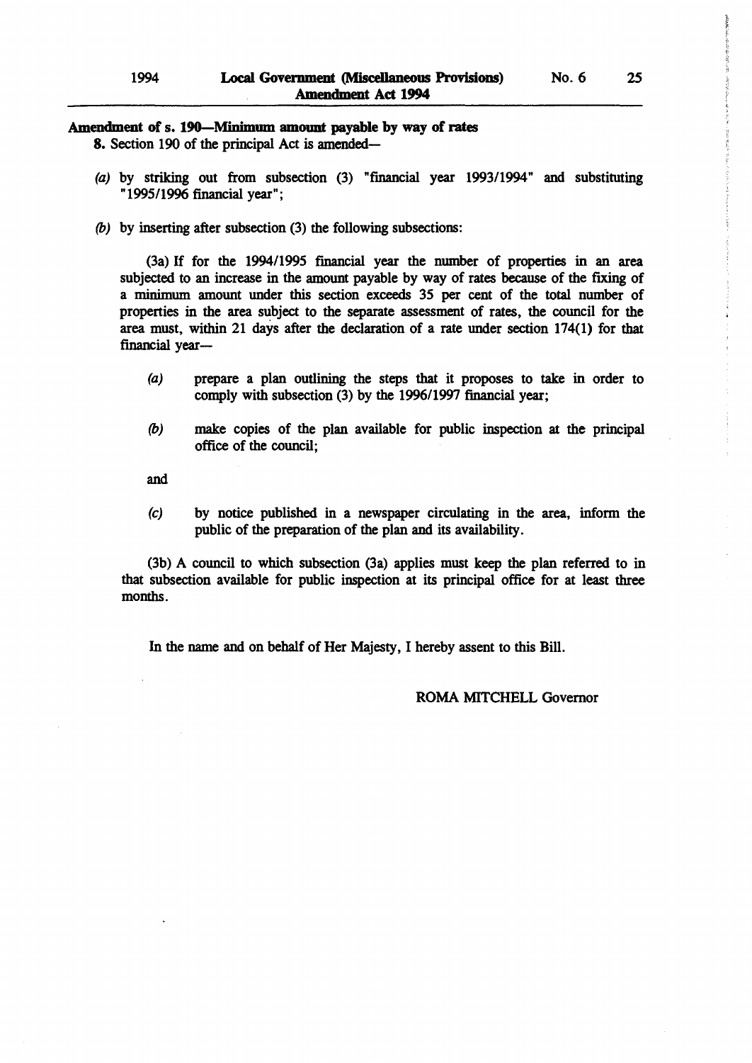**Amendment of s. 190—Minimum amount payable by way of rates**

**8.** Section 190 of the principal Act is amended—

*(a)* by striking out from subsection (3) "financial year 1993/1994" and substituting "1995/1996 financial year";

*(b)* by inserting after subsection (3) the following subsections:

(3a) If for the 1994/1995 financial year the number of properties in an area subjected to an increase in the amount payable by way of rates because of the fixing of a minimum amount under this section exceeds 35 per cent of the total number of properties in the area subject to the separate assessment of rates, the council for the area must, within 21 days after the declaration of a rate under section 174(1) for that financial year—

*(a)* prepare a plan outlining the steps that it proposes to take in order to comply with subsection (3) by the 1996/1997 financial year;

*(b)* make copies of the plan available for public inspection at the principal office of the council;

and

*(c)* by notice published in a newspaper circulating in the area, inform the public of the preparation of the plan and its availability.

(3b) A council to which subsection (3a) applies must keep the plan referred to in that subsection available for public inspection at its principal office for at least three months.

In the name and on behalf of Her Majesty, I hereby assent to this Bill.

ROMA MITCHELL Governor